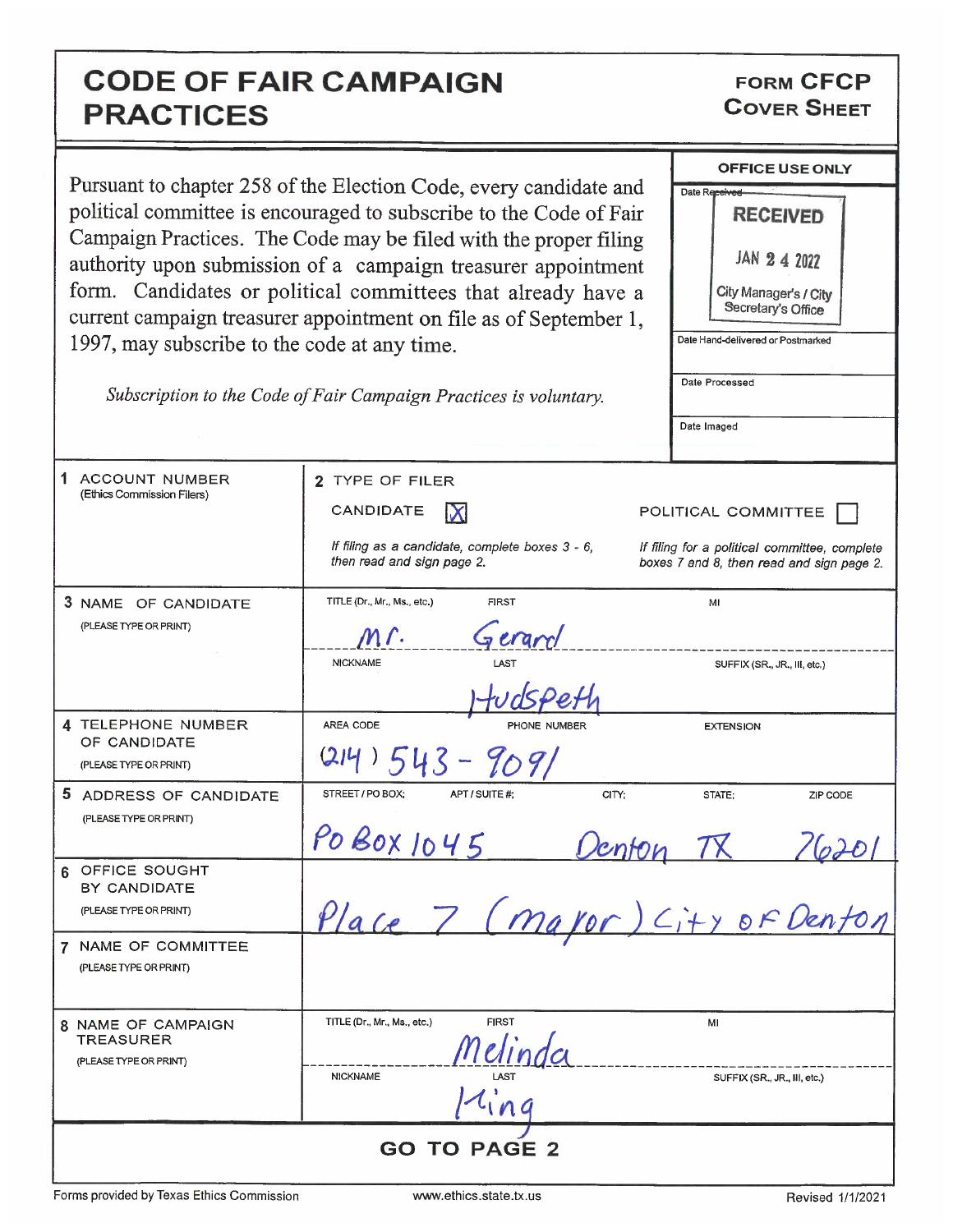# CODE OF FAIR CAMPAIGN PRACTICES

**FORM CFCP**
**COVER SHEET**

Pursuant to chapter 258 of the Election Code, every candidate and political committee is encouraged to subscribe to the Code of Fair Campaign Practices. The Code may be filed with the proper filing authority upon submission of a campaign treasurer appointment form. Candidates or political committees that already have a current campaign treasurer appointment on file as of September 1, 1997, may subscribe to the code at any time.

*Subscription to the Code of Fair Campaign Practices is voluntary.*

| OFFICE USE ONLY |
|---|
| Date Received: RECEIVED JAN 24 2022 City Manager's / City Secretary's Office |
| Date Hand-delivered or Postmarked |
| Date Processed |
| Date Imaged |

| | |
|---|---|
| **1 ACCOUNT NUMBER** (Ethics Commission Filers) | **2 TYPE OF FILER** CANDIDATE [X] POLITICAL COMMITTEE [ ] *If filing as a candidate, complete boxes 3 - 6, then read and sign page 2.* *If filing for a political committee, complete boxes 7 and 8, then read and sign page 2.* |
| **3 NAME OF CANDIDATE** (PLEASE TYPE OR PRINT) | TITLE (Dr., Mr., Ms., etc.): Mr. FIRST: Gerard MI: NICKNAME: LAST: Hudspeth SUFFIX (SR., JR., III, etc.): |
| **4 TELEPHONE NUMBER OF CANDIDATE** (PLEASE TYPE OR PRINT) | AREA CODE: (214) PHONE NUMBER: 543-9091 EXTENSION: |
| **5 ADDRESS OF CANDIDATE** (PLEASE TYPE OR PRINT) | STREET / PO BOX: PO Box 1045 APT / SUITE #: CITY: Denton STATE: TX ZIP CODE: 76201 |
| **6 OFFICE SOUGHT BY CANDIDATE** (PLEASE TYPE OR PRINT) | Place 7 (mayor) City of Denton |
| **7 NAME OF COMMITTEE** (PLEASE TYPE OR PRINT) | |
| **8 NAME OF CAMPAIGN TREASURER** (PLEASE TYPE OR PRINT) | TITLE (Dr., Mr., Ms., etc.): FIRST: Melinda MI: NICKNAME: LAST: King SUFFIX (SR., JR., III, etc.): |

**GO TO PAGE 2**

Forms provided by Texas Ethics Commission www.ethics.state.tx.us Revised 1/1/2021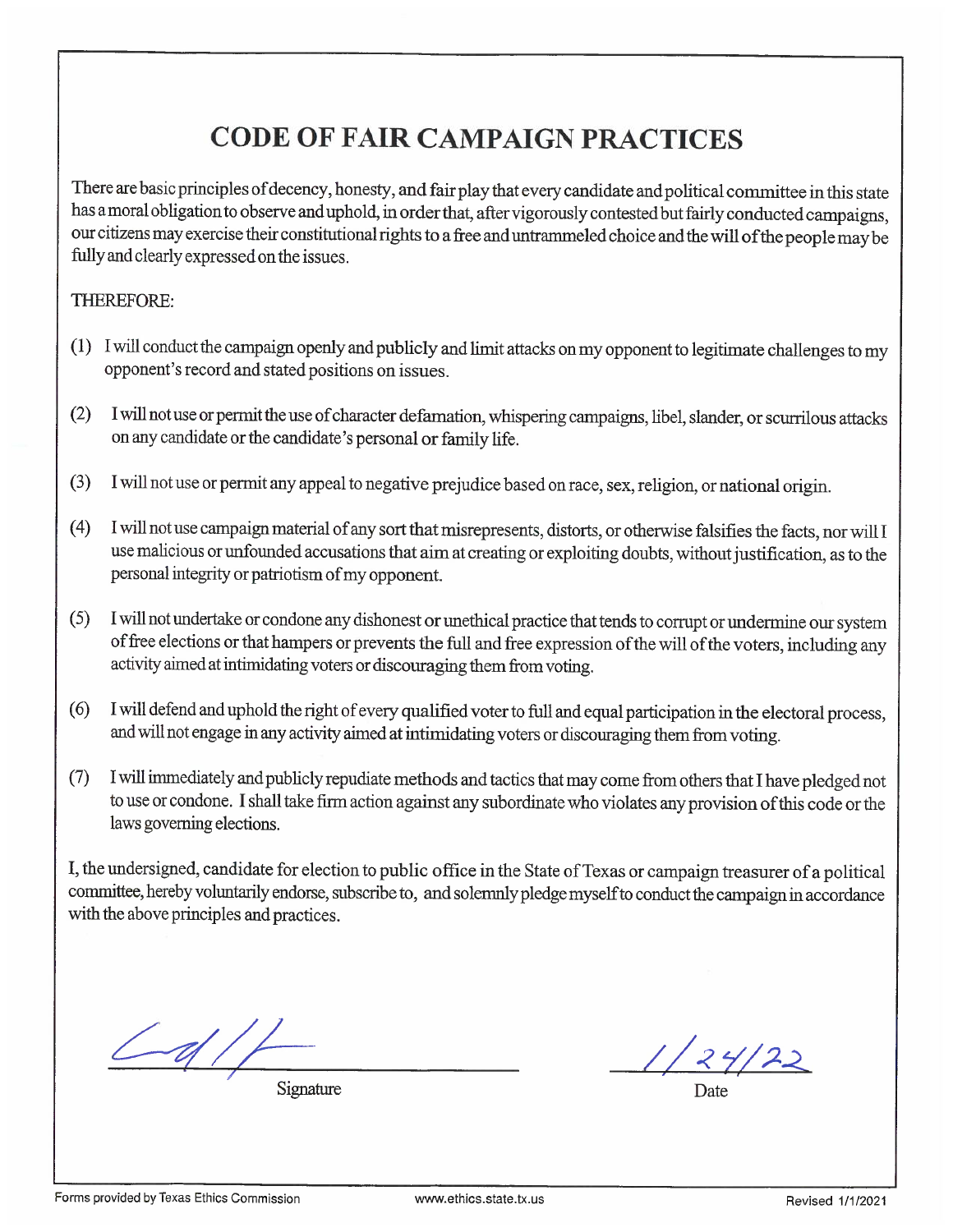# CODE OF FAIR CAMPAIGN PRACTICES

There are basic principles of decency, honesty, and fair play that every candidate and political committee in this state has a moral obligation to observe and uphold, in order that, after vigorously contested but fairly conducted campaigns, our citizens may exercise their constitutional rights to a free and untrammeled choice and the will of the people may be fully and clearly expressed on the issues.

THEREFORE:

(1) I will conduct the campaign openly and publicly and limit attacks on my opponent to legitimate challenges to my opponent's record and stated positions on issues.

(2) I will not use or permit the use of character defamation, whispering campaigns, libel, slander, or scurrilous attacks on any candidate or the candidate's personal or family life.

(3) I will not use or permit any appeal to negative prejudice based on race, sex, religion, or national origin.

(4) I will not use campaign material of any sort that misrepresents, distorts, or otherwise falsifies the facts, nor will I use malicious or unfounded accusations that aim at creating or exploiting doubts, without justification, as to the personal integrity or patriotism of my opponent.

(5) I will not undertake or condone any dishonest or unethical practice that tends to corrupt or undermine our system of free elections or that hampers or prevents the full and free expression of the will of the voters, including any activity aimed at intimidating voters or discouraging them from voting.

(6) I will defend and uphold the right of every qualified voter to full and equal participation in the electoral process, and will not engage in any activity aimed at intimidating voters or discouraging them from voting.

(7) I will immediately and publicly repudiate methods and tactics that may come from others that I have pledged not to use or condone. I shall take firm action against any subordinate who violates any provision of this code or the laws governing elections.

I, the undersigned, candidate for election to public office in the State of Texas or campaign treasurer of a political committee, hereby voluntarily endorse, subscribe to, and solemnly pledge myself to conduct the campaign in accordance with the above principles and practices.

[signature]
Signature

11/24/22
Date

Forms provided by Texas Ethics Commission www.ethics.state.tx.us Revised 1/1/2021